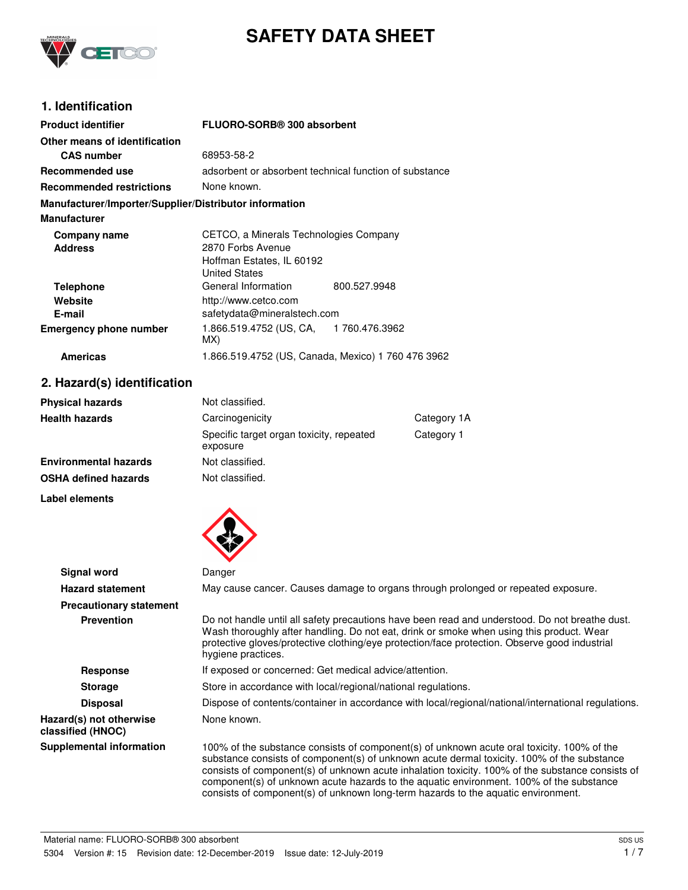# SAFETY DATA SHEET

## 1. Identification

| | |
|---|---|
| **Product identifier** | **FLUORO-SORB® 300 absorbent** |
| **Other means of identification** | |
| **CAS number** | 68953-58-2 |
| **Recommended use** | adsorbent or absorbent technical function of substance |
| **Recommended restrictions** | None known. |

**Manufacturer/Importer/Supplier/Distributor information**

**Manufacturer**

| | | |
|---|---|---|
| **Company name** | CETCO, a Minerals Technologies Company | |
| **Address** | 2870 Forbs Avenue<br>Hoffman Estates, IL 60192<br>United States | |
| **Telephone** | General Information | 800.527.9948 |
| **Website** | http://www.cetco.com | |
| **E-mail** | safetydata@mineralstech.com | |
| **Emergency phone number** | 1.866.519.4752 (US, CA, MX) | 1 760.476.3962 |
| **Americas** | 1.866.519.4752 (US, Canada, Mexico) 1 760 476 3962 | |

## 2. Hazard(s) identification

| | | |
|---|---|---|
| **Physical hazards** | Not classified. | |
| **Health hazards** | Carcinogenicity | Category 1A |
| | Specific target organ toxicity, repeated exposure | Category 1 |
| **Environmental hazards** | Not classified. | |
| **OSHA defined hazards** | Not classified. | |

**Label elements**

**Signal word** Danger

**Hazard statement** May cause cancer. Causes damage to organs through prolonged or repeated exposure.

**Precautionary statement**

**Prevention** Do not handle until all safety precautions have been read and understood. Do not breathe dust. Wash thoroughly after handling. Do not eat, drink or smoke when using this product. Wear protective gloves/protective clothing/eye protection/face protection. Observe good industrial hygiene practices.

**Response** If exposed or concerned: Get medical advice/attention.

**Storage** Store in accordance with local/regional/national regulations.

**Disposal** Dispose of contents/container in accordance with local/regional/national/international regulations.

**Hazard(s) not otherwise classified (HNOC)** None known.

**Supplemental information** 100% of the substance consists of component(s) of unknown acute oral toxicity. 100% of the substance consists of component(s) of unknown acute dermal toxicity. 100% of the substance consists of component(s) of unknown acute inhalation toxicity. 100% of the substance consists of component(s) of unknown acute hazards to the aquatic environment. 100% of the substance consists of component(s) of unknown long-term hazards to the aquatic environment.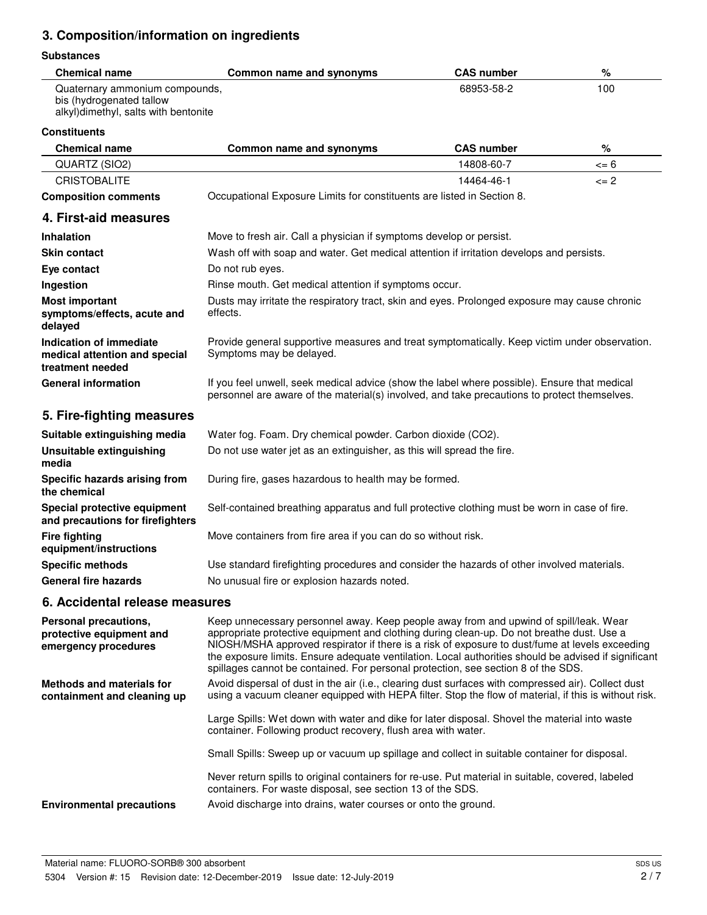## 3. Composition/information on ingredients

**Substances**

| Chemical name | Common name and synonyms | CAS number | % |
|---|---|---|---|
| Quaternary ammonium compounds, bis (hydrogenated tallow alkyl)dimethyl, salts with bentonite | | 68953-58-2 | 100 |

**Constituents**

| Chemical name | Common name and synonyms | CAS number | % |
|---|---|---|---|
| QUARTZ (SIO2) | | 14808-60-7 | <= 6 |
| CRISTOBALITE | | 14464-46-1 | <= 2 |

**Composition comments** Occupational Exposure Limits for constituents are listed in Section 8.

## 4. First-aid measures

**Inhalation** Move to fresh air. Call a physician if symptoms develop or persist.

**Skin contact** Wash off with soap and water. Get medical attention if irritation develops and persists.

**Eye contact** Do not rub eyes.

**Ingestion** Rinse mouth. Get medical attention if symptoms occur.

**Most important symptoms/effects, acute and delayed** Dusts may irritate the respiratory tract, skin and eyes. Prolonged exposure may cause chronic effects.

**Indication of immediate medical attention and special treatment needed** Provide general supportive measures and treat symptomatically. Keep victim under observation. Symptoms may be delayed.

**General information** If you feel unwell, seek medical advice (show the label where possible). Ensure that medical personnel are aware of the material(s) involved, and take precautions to protect themselves.

## 5. Fire-fighting measures

**Suitable extinguishing media** Water fog. Foam. Dry chemical powder. Carbon dioxide ($CO_2$).

**Unsuitable extinguishing media** Do not use water jet as an extinguisher, as this will spread the fire.

**Specific hazards arising from the chemical** During fire, gases hazardous to health may be formed.

**Special protective equipment and precautions for firefighters** Self-contained breathing apparatus and full protective clothing must be worn in case of fire.

**Fire fighting equipment/instructions** Move containers from fire area if you can do so without risk.

**Specific methods** Use standard firefighting procedures and consider the hazards of other involved materials.

**General fire hazards** No unusual fire or explosion hazards noted.

## 6. Accidental release measures

**Personal precautions, protective equipment and emergency procedures** Keep unnecessary personnel away. Keep people away from and upwind of spill/leak. Wear appropriate protective equipment and clothing during clean-up. Do not breathe dust. Use a NIOSH/MSHA approved respirator if there is a risk of exposure to dust/fume at levels exceeding the exposure limits. Ensure adequate ventilation. Local authorities should be advised if significant spillages cannot be contained. For personal protection, see section 8 of the SDS.

**Methods and materials for containment and cleaning up** Avoid dispersal of dust in the air (i.e., clearing dust surfaces with compressed air). Collect dust using a vacuum cleaner equipped with HEPA filter. Stop the flow of material, if this is without risk.

Large Spills: Wet down with water and dike for later disposal. Shovel the material into waste container. Following product recovery, flush area with water.

Small Spills: Sweep up or vacuum up spillage and collect in suitable container for disposal.

Never return spills to original containers for re-use. Put material in suitable, covered, labeled containers. For waste disposal, see section 13 of the SDS.

**Environmental precautions** Avoid discharge into drains, water courses or onto the ground.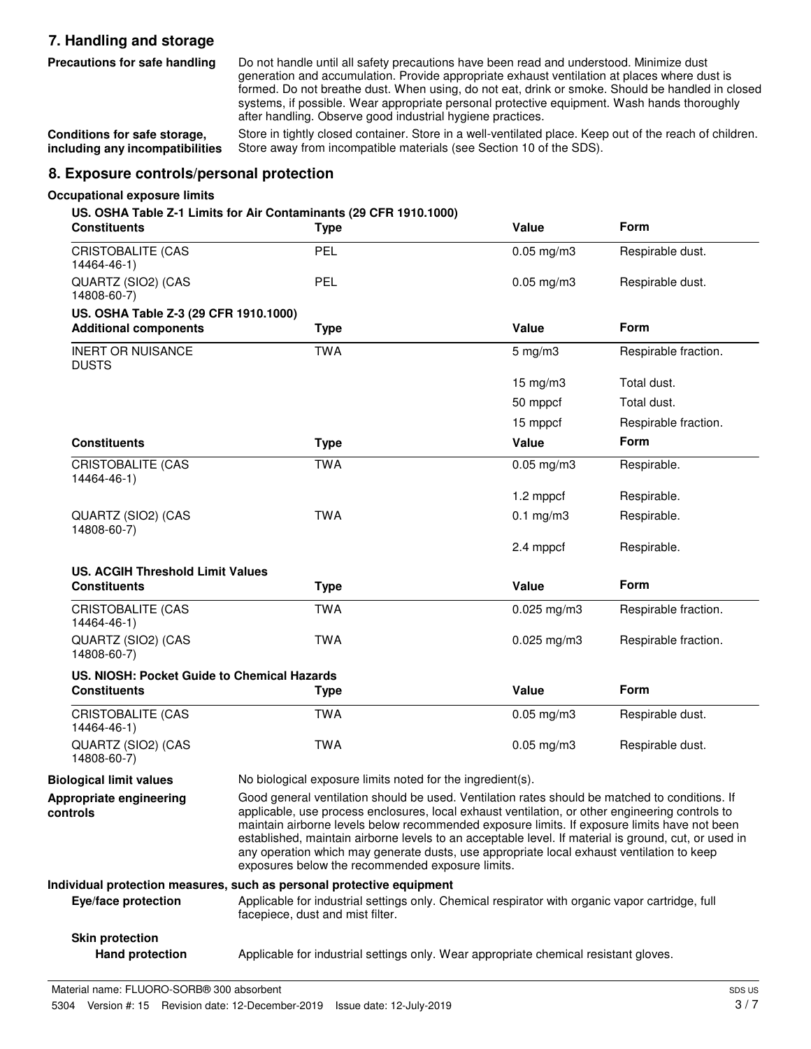## 7. Handling and storage

**Precautions for safe handling**

Do not handle until all safety precautions have been read and understood. Minimize dust generation and accumulation. Provide appropriate exhaust ventilation at places where dust is formed. Do not breathe dust. When using, do not eat, drink or smoke. Should be handled in closed systems, if possible. Wear appropriate personal protective equipment. Wash hands thoroughly after handling. Observe good industrial hygiene practices.

**Conditions for safe storage, including any incompatibilities**

Store in tightly closed container. Store in a well-ventilated place. Keep out of the reach of children. Store away from incompatible materials (see Section 10 of the SDS).

## 8. Exposure controls/personal protection

**Occupational exposure limits**

**US. OSHA Table Z-1 Limits for Air Contaminants (29 CFR 1910.1000)**

| Constituents | Type | Value | Form |
|---|---|---|---|
| CRISTOBALITE (CAS 14464-46-1) | PEL | 0.05 mg/m3 | Respirable dust. |
| QUARTZ (SIO2) (CAS 14808-60-7) | PEL | 0.05 mg/m3 | Respirable dust. |

**US. OSHA Table Z-3 (29 CFR 1910.1000)**

| Additional components | Type | Value | Form |
|---|---|---|---|
| INERT OR NUISANCE DUSTS | TWA | 5 mg/m3 | Respirable fraction. |
| | | 15 mg/m3 | Total dust. |
| | | 50 mppcf | Total dust. |
| | | 15 mppcf | Respirable fraction. |

| Constituents | Type | Value | Form |
|---|---|---|---|
| CRISTOBALITE (CAS 14464-46-1) | TWA | 0.05 mg/m3 | Respirable. |
| | | 1.2 mppcf | Respirable. |
| QUARTZ (SIO2) (CAS 14808-60-7) | TWA | 0.1 mg/m3 | Respirable. |
| | | 2.4 mppcf | Respirable. |

**US. ACGIH Threshold Limit Values**

| Constituents | Type | Value | Form |
|---|---|---|---|
| CRISTOBALITE (CAS 14464-46-1) | TWA | 0.025 mg/m3 | Respirable fraction. |
| QUARTZ (SIO2) (CAS 14808-60-7) | TWA | 0.025 mg/m3 | Respirable fraction. |

**US. NIOSH: Pocket Guide to Chemical Hazards**

| Constituents | Type | Value | Form |
|---|---|---|---|
| CRISTOBALITE (CAS 14464-46-1) | TWA | 0.05 mg/m3 | Respirable dust. |
| QUARTZ (SIO2) (CAS 14808-60-7) | TWA | 0.05 mg/m3 | Respirable dust. |

**Biological limit values**

No biological exposure limits noted for the ingredient(s).

**Appropriate engineering controls**

Good general ventilation should be used. Ventilation rates should be matched to conditions. If applicable, use process enclosures, local exhaust ventilation, or other engineering controls to maintain airborne levels below recommended exposure limits. If exposure limits have not been established, maintain airborne levels to an acceptable level. If material is ground, cut, or used in any operation which may generate dusts, use appropriate local exhaust ventilation to keep exposures below the recommended exposure limits.

**Individual protection measures, such as personal protective equipment**

**Eye/face protection**

Applicable for industrial settings only. Chemical respirator with organic vapor cartridge, full facepiece, dust and mist filter.

**Skin protection**

**Hand protection**

Applicable for industrial settings only. Wear appropriate chemical resistant gloves.

Material name: FLUORO-SORB® 300 absorbent

5304 Version #: 15 Revision date: 12-December-2019 Issue date: 12-July-2019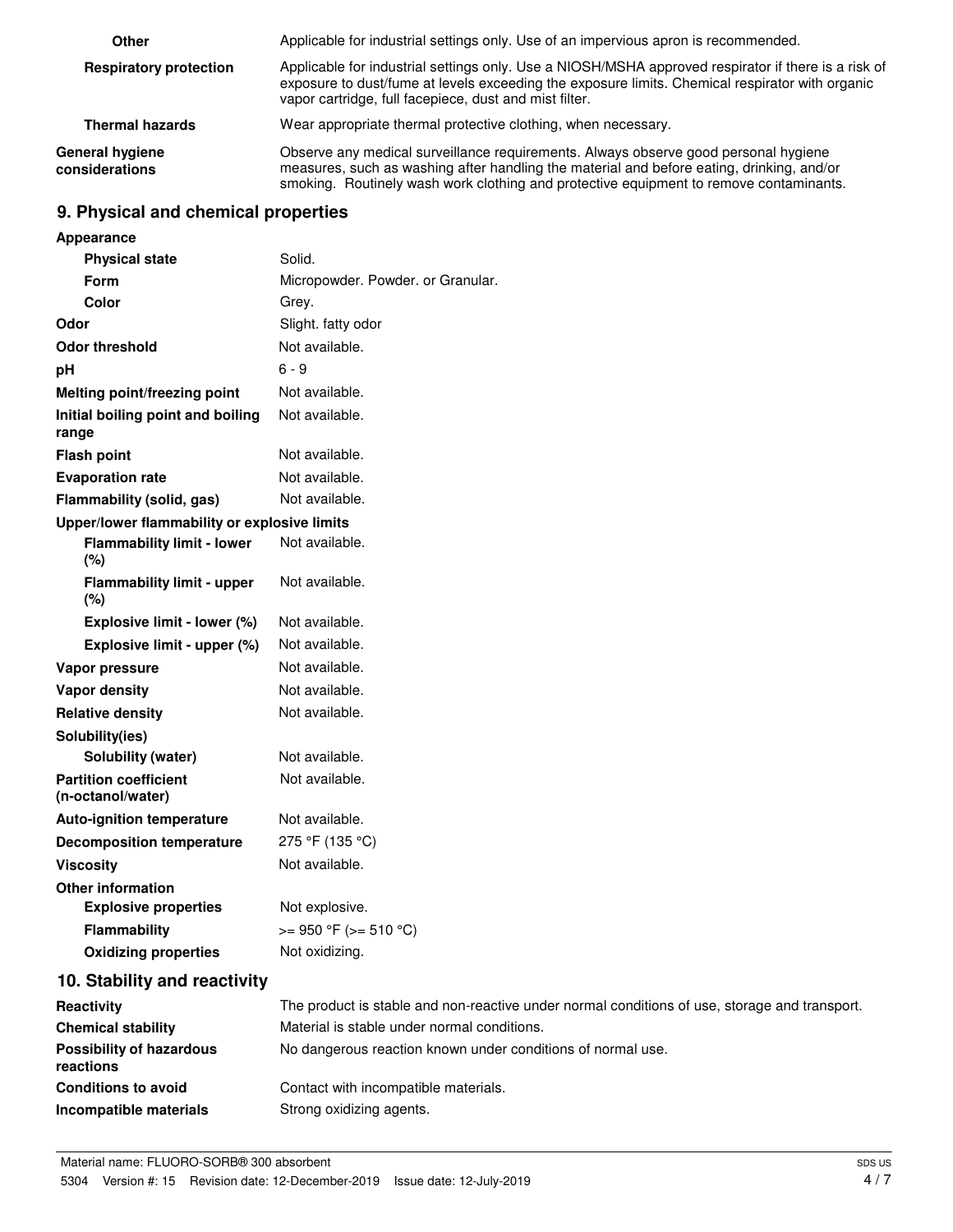| | |
|---|---|
| **Other** | Applicable for industrial settings only. Use of an impervious apron is recommended. |
| **Respiratory protection** | Applicable for industrial settings only. Use a NIOSH/MSHA approved respirator if there is a risk of exposure to dust/fume at levels exceeding the exposure limits. Chemical respirator with organic vapor cartridge, full facepiece, dust and mist filter. |
| **Thermal hazards** | Wear appropriate thermal protective clothing, when necessary. |
| **General hygiene considerations** | Observe any medical surveillance requirements. Always observe good personal hygiene measures, such as washing after handling the material and before eating, drinking, and/or smoking. Routinely wash work clothing and protective equipment to remove contaminants. |

## 9. Physical and chemical properties

| | |
|---|---|
| **Appearance** | |
| **Physical state** | Solid. |
| **Form** | Micropowder. Powder. or Granular. |
| **Color** | Grey. |
| **Odor** | Slight. fatty odor |
| **Odor threshold** | Not available. |
| **pH** | 6 - 9 |
| **Melting point/freezing point** | Not available. |
| **Initial boiling point and boiling range** | Not available. |
| **Flash point** | Not available. |
| **Evaporation rate** | Not available. |
| **Flammability (solid, gas)** | Not available. |
| **Upper/lower flammability or explosive limits** | |
| **Flammability limit - lower (%)** | Not available. |
| **Flammability limit - upper (%)** | Not available. |
| **Explosive limit - lower (%)** | Not available. |
| **Explosive limit - upper (%)** | Not available. |
| **Vapor pressure** | Not available. |
| **Vapor density** | Not available. |
| **Relative density** | Not available. |
| **Solubility(ies)** | |
| **Solubility (water)** | Not available. |
| **Partition coefficient (n-octanol/water)** | Not available. |
| **Auto-ignition temperature** | Not available. |
| **Decomposition temperature** | 275 °F (135 °C) |
| **Viscosity** | Not available. |
| **Other information** | |
| **Explosive properties** | Not explosive. |
| **Flammability** | >= 950 °F (>= 510 °C) |
| **Oxidizing properties** | Not oxidizing. |

## 10. Stability and reactivity

| | |
|---|---|
| **Reactivity** | The product is stable and non-reactive under normal conditions of use, storage and transport. |
| **Chemical stability** | Material is stable under normal conditions. |
| **Possibility of hazardous reactions** | No dangerous reaction known under conditions of normal use. |
| **Conditions to avoid** | Contact with incompatible materials. |
| **Incompatible materials** | Strong oxidizing agents. |

Material name: FLUORO-SORB® 300 absorbent

5304 Version #: 15 Revision date: 12-December-2019 Issue date: 12-July-2019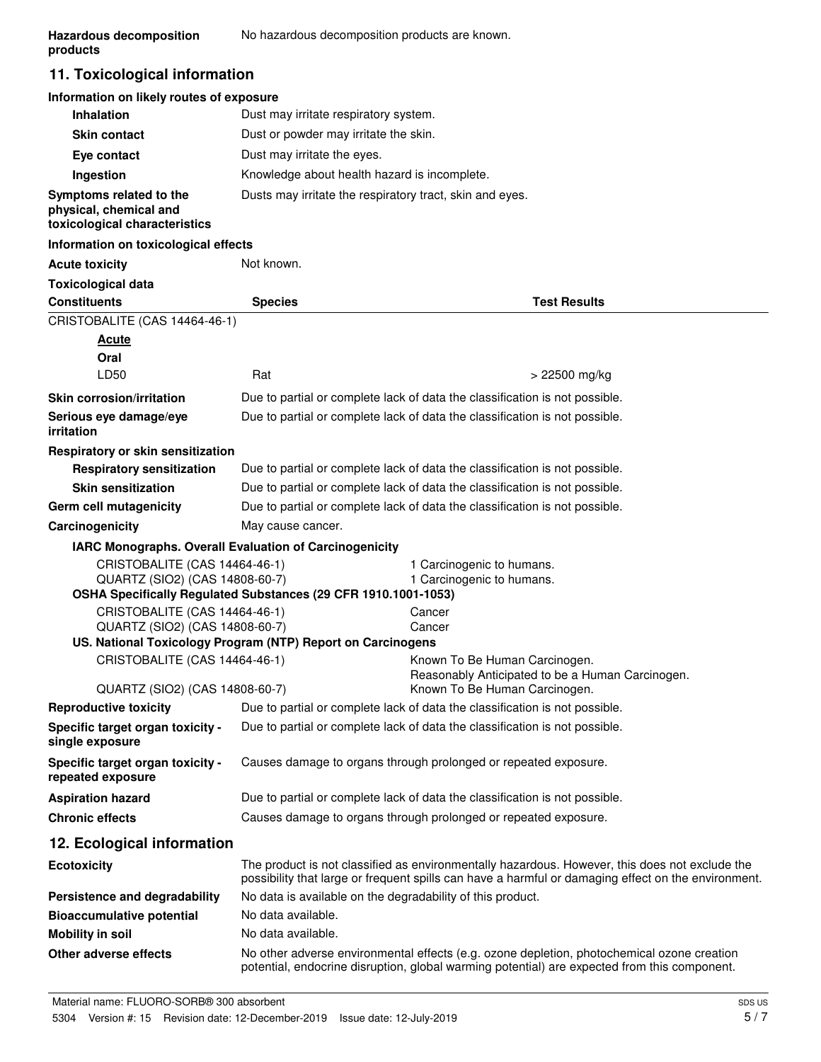**Hazardous decomposition products**: No hazardous decomposition products are known.

## 11. Toxicological information

### Information on likely routes of exposure

**Inhalation**: Dust may irritate respiratory system.

**Skin contact**: Dust or powder may irritate the skin.

**Eye contact**: Dust may irritate the eyes.

**Ingestion**: Knowledge about health hazard is incomplete.

**Symptoms related to the physical, chemical and toxicological characteristics**: Dusts may irritate the respiratory tract, skin and eyes.

### Information on toxicological effects

**Acute toxicity**: Not known.

**Toxicological data**

| Constituents | Species | Test Results |
|---|---|---|
| CRISTOBALITE (CAS 14464-46-1) | | |
| **Acute** | | |
| **Oral** | | |
| LD50 | Rat | > 22500 mg/kg |

**Skin corrosion/irritation**: Due to partial or complete lack of data the classification is not possible.

**Serious eye damage/eye irritation**: Due to partial or complete lack of data the classification is not possible.

**Respiratory or skin sensitization**

**Respiratory sensitization**: Due to partial or complete lack of data the classification is not possible.

**Skin sensitization**: Due to partial or complete lack of data the classification is not possible.

**Germ cell mutagenicity**: Due to partial or complete lack of data the classification is not possible.

**Carcinogenicity**: May cause cancer.

**IARC Monographs. Overall Evaluation of Carcinogenicity**

| | |
|---|---|
| CRISTOBALITE (CAS 14464-46-1) | 1 Carcinogenic to humans. |
| QUARTZ (SIO2) (CAS 14808-60-7) | 1 Carcinogenic to humans. |

**OSHA Specifically Regulated Substances (29 CFR 1910.1001-1053)**

| | |
|---|---|
| CRISTOBALITE (CAS 14464-46-1) | Cancer |
| QUARTZ (SIO2) (CAS 14808-60-7) | Cancer |

**US. National Toxicology Program (NTP) Report on Carcinogens**

| | |
|---|---|
| CRISTOBALITE (CAS 14464-46-1) | Known To Be Human Carcinogen. Reasonably Anticipated to be a Human Carcinogen. |
| QUARTZ (SIO2) (CAS 14808-60-7) | Known To Be Human Carcinogen. |

**Reproductive toxicity**: Due to partial or complete lack of data the classification is not possible.

**Specific target organ toxicity - single exposure**: Due to partial or complete lack of data the classification is not possible.

**Specific target organ toxicity - repeated exposure**: Causes damage to organs through prolonged or repeated exposure.

**Aspiration hazard**: Due to partial or complete lack of data the classification is not possible.

**Chronic effects**: Causes damage to organs through prolonged or repeated exposure.

## 12. Ecological information

**Ecotoxicity**: The product is not classified as environmentally hazardous. However, this does not exclude the possibility that large or frequent spills can have a harmful or damaging effect on the environment.

**Persistence and degradability**: No data is available on the degradability of this product.

**Bioaccumulative potential**: No data available.

**Mobility in soil**: No data available.

**Other adverse effects**: No other adverse environmental effects (e.g. ozone depletion, photochemical ozone creation potential, endocrine disruption, global warming potential) are expected from this component.

Material name: FLUORO-SORB® 300 absorbent

5304 Version #: 15 Revision date: 12-December-2019 Issue date: 12-July-2019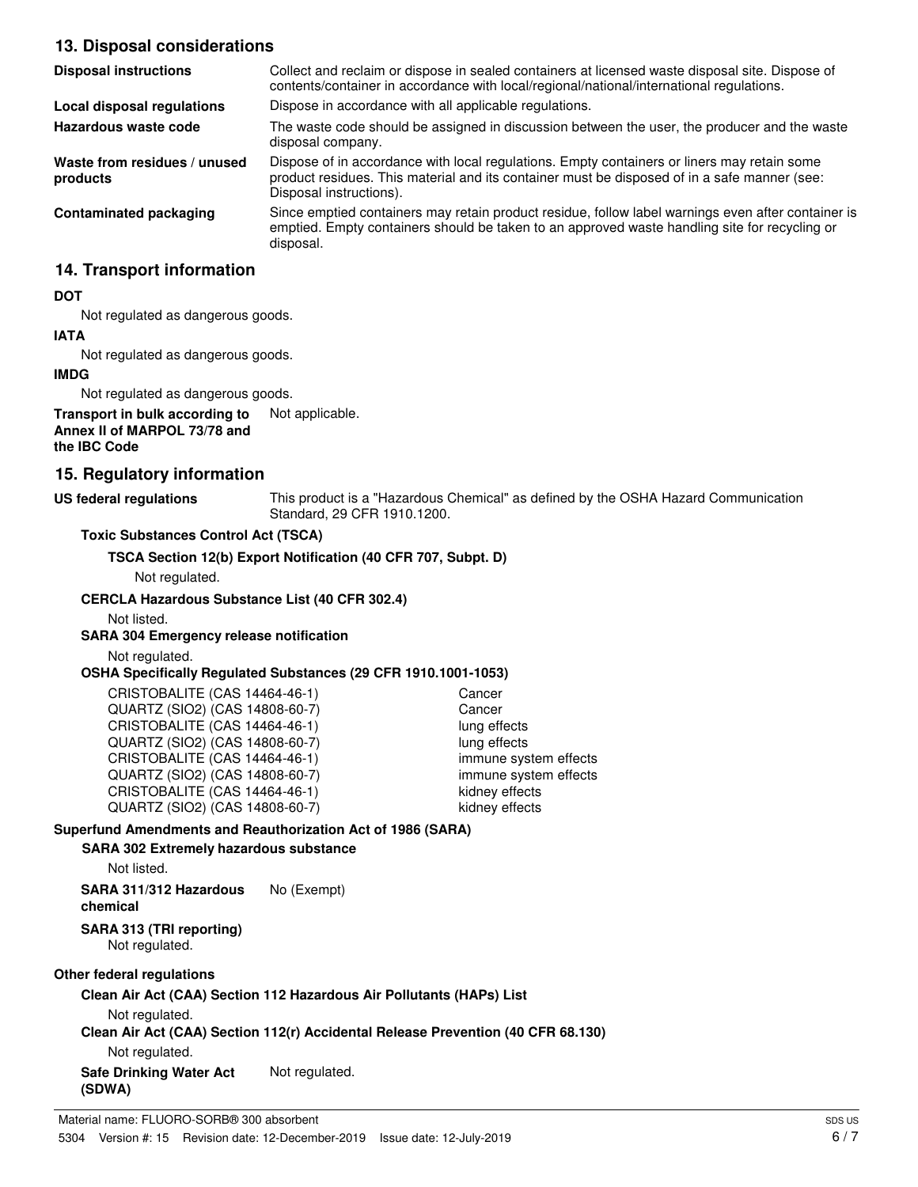## 13. Disposal considerations

| | |
|---|---|
| **Disposal instructions** | Collect and reclaim or dispose in sealed containers at licensed waste disposal site. Dispose of contents/container in accordance with local/regional/national/international regulations. |
| **Local disposal regulations** | Dispose in accordance with all applicable regulations. |
| **Hazardous waste code** | The waste code should be assigned in discussion between the user, the producer and the waste disposal company. |
| **Waste from residues / unused products** | Dispose of in accordance with local regulations. Empty containers or liners may retain some product residues. This material and its container must be disposed of in a safe manner (see: Disposal instructions). |
| **Contaminated packaging** | Since emptied containers may retain product residue, follow label warnings even after container is emptied. Empty containers should be taken to an approved waste handling site for recycling or disposal. |

## 14. Transport information

**DOT**

Not regulated as dangerous goods.

**IATA**

Not regulated as dangerous goods.

**IMDG**

Not regulated as dangerous goods.

**Transport in bulk according to Annex II of MARPOL 73/78 and the IBC Code** Not applicable.

## 15. Regulatory information

**US federal regulations** This product is a "Hazardous Chemical" as defined by the OSHA Hazard Communication Standard, 29 CFR 1910.1200.

**Toxic Substances Control Act (TSCA)**

**TSCA Section 12(b) Export Notification (40 CFR 707, Subpt. D)**

Not regulated.

**CERCLA Hazardous Substance List (40 CFR 302.4)**

Not listed.

**SARA 304 Emergency release notification**

Not regulated.

**OSHA Specifically Regulated Substances (29 CFR 1910.1001-1053)**

| | |
|---|---|
| CRISTOBALITE (CAS 14464-46-1) | Cancer |
| QUARTZ (SIO2) (CAS 14808-60-7) | Cancer |
| CRISTOBALITE (CAS 14464-46-1) | lung effects |
| QUARTZ (SIO2) (CAS 14808-60-7) | lung effects |
| CRISTOBALITE (CAS 14464-46-1) | immune system effects |
| QUARTZ (SIO2) (CAS 14808-60-7) | immune system effects |
| CRISTOBALITE (CAS 14464-46-1) | kidney effects |
| QUARTZ (SIO2) (CAS 14808-60-7) | kidney effects |

**Superfund Amendments and Reauthorization Act of 1986 (SARA)**

**SARA 302 Extremely hazardous substance**

Not listed.

**SARA 311/312 Hazardous chemical** No (Exempt)

**SARA 313 (TRI reporting)**

Not regulated.

**Other federal regulations**

**Clean Air Act (CAA) Section 112 Hazardous Air Pollutants (HAPs) List**

Not regulated.

**Clean Air Act (CAA) Section 112(r) Accidental Release Prevention (40 CFR 68.130)**

Not regulated.

**Safe Drinking Water Act (SDWA)** Not regulated.

Material name: FLUORO-SORB® 300 absorbent

5304 Version #: 15 Revision date: 12-December-2019 Issue date: 12-July-2019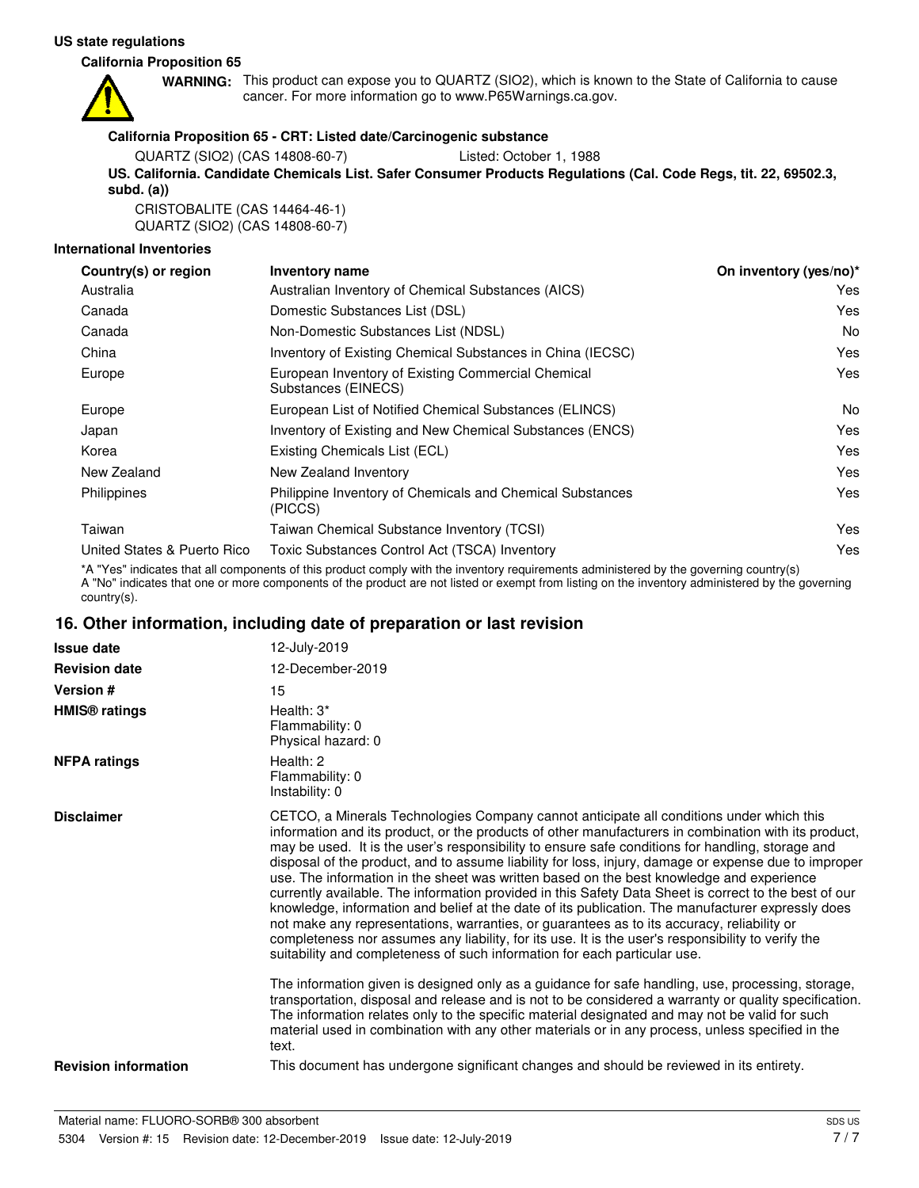**US state regulations**

**California Proposition 65**

**WARNING:** This product can expose you to QUARTZ (SIO2), which is known to the State of California to cause cancer. For more information go to www.P65Warnings.ca.gov.

**California Proposition 65 - CRT: Listed date/Carcinogenic substance**

QUARTZ (SIO2) (CAS 14808-60-7) Listed: October 1, 1988

**US. California. Candidate Chemicals List. Safer Consumer Products Regulations (Cal. Code Regs, tit. 22, 69502.3, subd. (a))**

CRISTOBALITE (CAS 14464-46-1)
QUARTZ (SIO2) (CAS 14808-60-7)

**International Inventories**

| Country(s) or region | Inventory name | On inventory (yes/no)* |
|---|---|---|
| Australia | Australian Inventory of Chemical Substances (AICS) | Yes |
| Canada | Domestic Substances List (DSL) | Yes |
| Canada | Non-Domestic Substances List (NDSL) | No |
| China | Inventory of Existing Chemical Substances in China (IECSC) | Yes |
| Europe | European Inventory of Existing Commercial Chemical Substances (EINECS) | Yes |
| Europe | European List of Notified Chemical Substances (ELINCS) | No |
| Japan | Inventory of Existing and New Chemical Substances (ENCS) | Yes |
| Korea | Existing Chemicals List (ECL) | Yes |
| New Zealand | New Zealand Inventory | Yes |
| Philippines | Philippine Inventory of Chemicals and Chemical Substances (PICCS) | Yes |
| Taiwan | Taiwan Chemical Substance Inventory (TCSI) | Yes |
| United States & Puerto Rico | Toxic Substances Control Act (TSCA) Inventory | Yes |

*A "Yes" indicates that all components of this product comply with the inventory requirements administered by the governing country(s)
A "No" indicates that one or more components of the product are not listed or exempt from listing on the inventory administered by the governing country(s).

## 16. Other information, including date of preparation or last revision

**Issue date** 12-July-2019

**Revision date** 12-December-2019

**Version #** 15

**HMIS® ratings**
Health: 3*
Flammability: 0
Physical hazard: 0

**NFPA ratings**
Health: 2
Flammability: 0
Instability: 0

**Disclaimer**

CETCO, a Minerals Technologies Company cannot anticipate all conditions under which this information and its product, or the products of other manufacturers in combination with its product, may be used. It is the user's responsibility to ensure safe conditions for handling, storage and disposal of the product, and to assume liability for loss, injury, damage or expense due to improper use. The information in the sheet was written based on the best knowledge and experience currently available. The information provided in this Safety Data Sheet is correct to the best of our knowledge, information and belief at the date of its publication. The manufacturer expressly does not make any representations, warranties, or guarantees as to its accuracy, reliability or completeness nor assumes any liability, for its use. It is the user's responsibility to verify the suitability and completeness of such information for each particular use.

The information given is designed only as a guidance for safe handling, use, processing, storage, transportation, disposal and release and is not to be considered a warranty or quality specification. The information relates only to the specific material designated and may not be valid for such material used in combination with any other materials or in any process, unless specified in the text.

**Revision information** This document has undergone significant changes and should be reviewed in its entirety.